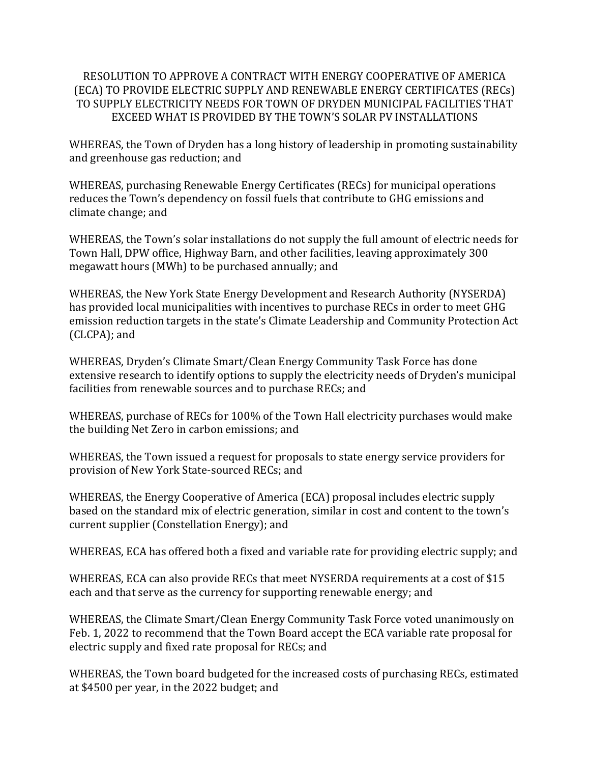# RESOLUTION TO APPROVE A CONTRACT WITH ENERGY COOPERATIVE OF AMERICA (ECA) TO PROVIDE ELECTRIC SUPPLY AND RENEWABLE ENERGY CERTIFICATES (RECs) TO SUPPLY ELECTRICITY NEEDS FOR TOWN OF DRYDEN MUNICIPAL FACILITIES THAT EXCEED WHAT IS PROVIDED BY THE TOWN'S SOLAR PV INSTALLATIONS

WHEREAS, the Town of Dryden has a long history of leadership in promoting sustainability and greenhouse gas reduction; and

WHEREAS, purchasing Renewable Energy Certificates (RECs) for municipal operations reduces the Town's dependency on fossil fuels that contribute to GHG emissions and climate change; and

WHEREAS, the Town's solar installations do not supply the full amount of electric needs for Town Hall, DPW office, Highway Barn, and other facilities, leaving approximately 300 megawatt hours (MWh) to be purchased annually; and

WHEREAS, the New York State Energy Development and Research Authority (NYSERDA) has provided local municipalities with incentives to purchase RECs in order to meet GHG emission reduction targets in the state's Climate Leadership and Community Protection Act (CLCPA); and

WHEREAS, Dryden's Climate Smart/Clean Energy Community Task Force has done extensive research to identify options to supply the electricity needs of Dryden's municipal facilities from renewable sources and to purchase RECs; and

WHEREAS, purchase of RECs for 100% of the Town Hall electricity purchases would make the building Net Zero in carbon emissions; and

WHEREAS, the Town issued a request for proposals to state energy service providers for provision of New York State-sourced RECs; and

WHEREAS, the Energy Cooperative of America (ECA) proposal includes electric supply based on the standard mix of electric generation, similar in cost and content to the town's current supplier (Constellation Energy); and

WHEREAS, ECA has offered both a fixed and variable rate for providing electric supply; and

WHEREAS, ECA can also provide RECs that meet NYSERDA requirements at a cost of $15 each and that serve as the currency for supporting renewable energy; and

WHEREAS, the Climate Smart/Clean Energy Community Task Force voted unanimously on Feb. 1, 2022 to recommend that the Town Board accept the ECA variable rate proposal for electric supply and fixed rate proposal for RECs; and

WHEREAS, the Town board budgeted for the increased costs of purchasing RECs, estimated at $4500 per year, in the 2022 budget; and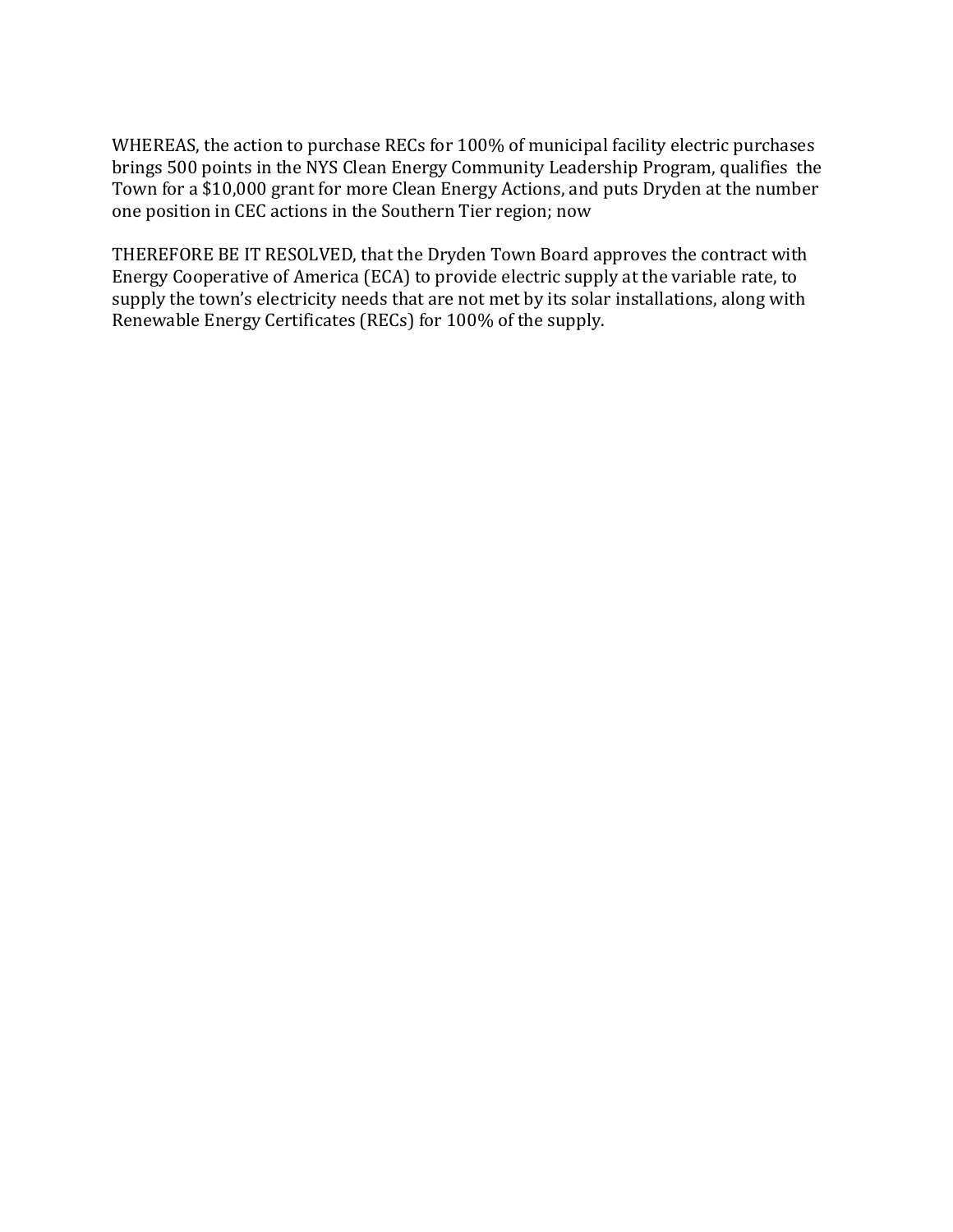WHEREAS, the action to purchase RECs for 100% of municipal facility electric purchases brings 500 points in the NYS Clean Energy Community Leadership Program, qualifies the Town for a $10,000 grant for more Clean Energy Actions, and puts Dryden at the number one position in CEC actions in the Southern Tier region; now

THEREFORE BE IT RESOLVED, that the Dryden Town Board approves the contract with Energy Cooperative of America (ECA) to provide electric supply at the variable rate, to supply the town's electricity needs that are not met by its solar installations, along with Renewable Energy Certificates (RECs) for 100% of the supply.